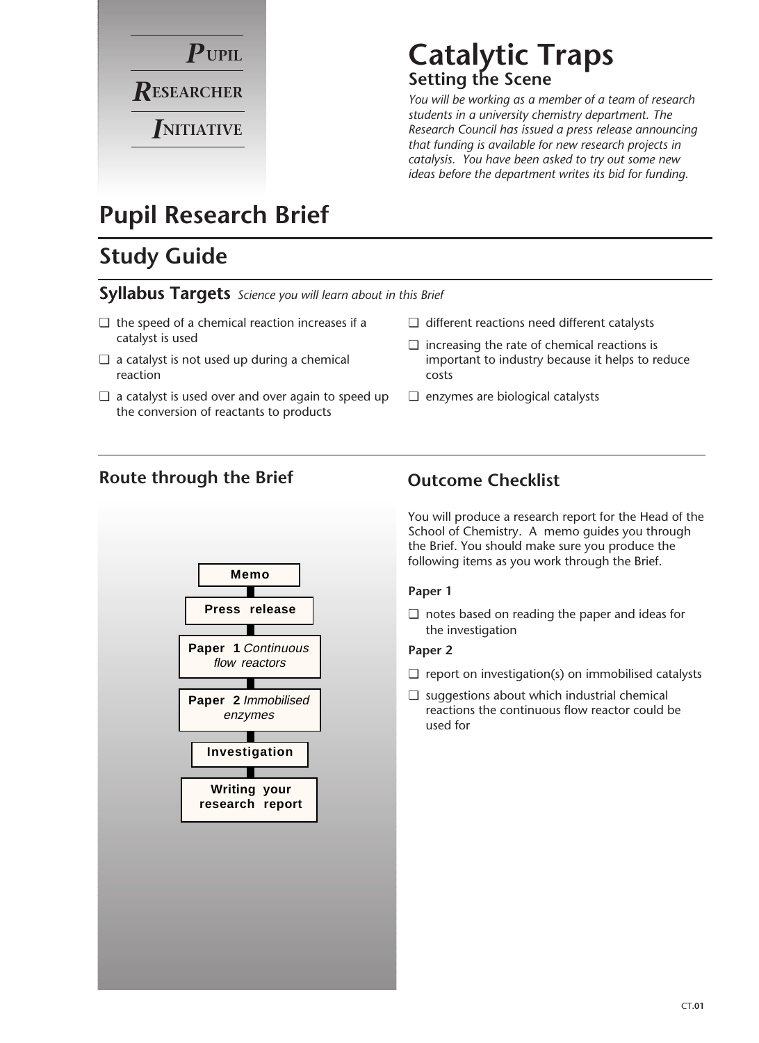**PUPIL RESEARCHER INITIATIVE**

# Catalytic Traps

## Setting the Scene

*You will be working as a member of a team of research students in a university chemistry department. The Research Council has issued a press release announcing that funding is available for new research projects in catalysis. You have been asked to try out some new ideas before the department writes its bid for funding.*

# Pupil Research Brief

## Study Guide

### Syllabus Targets *Science you will learn about in this Brief*

- ❑ the speed of a chemical reaction increases if a catalyst is used
- ❑ a catalyst is not used up during a chemical reaction
- ❑ a catalyst is used over and over again to speed up the conversion of reactants to products
- ❑ different reactions need different catalysts
- ❑ increasing the rate of chemical reactions is important to industry because it helps to reduce costs
- ❑ enzymes are biological catalysts

### Route through the Brief

- **Memo**
- **Press release**
- **Paper 1** *Continuous flow reactors*
- **Paper 2** *Immobilised enzymes*
- **Investigation**
- **Writing your research report**

### Outcome Checklist

You will produce a research report for the Head of the School of Chemistry. A memo guides you through the Brief. You should make sure you produce the following items as you work through the Brief.

**Paper 1**

- ❑ notes based on reading the paper and ideas for the investigation

**Paper 2**

- ❑ report on investigation(s) on immobilised catalysts
- ❑ suggestions about which industrial chemical reactions the continuous flow reactor could be used for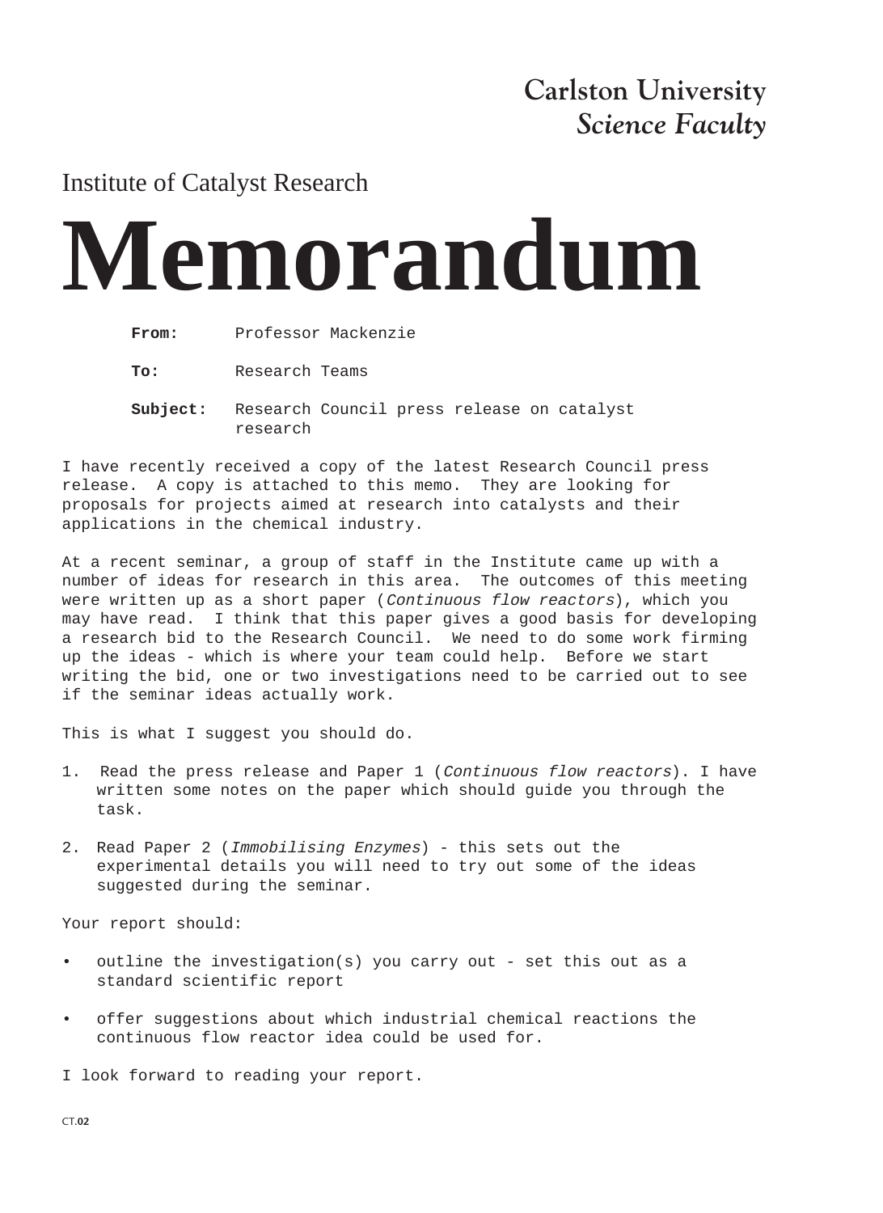**Carlston University**
***Science Faculty***

Institute of Catalyst Research

# Memorandum

**From:** Professor Mackenzie

**To:** Research Teams

**Subject:** Research Council press release on catalyst research

I have recently received a copy of the latest Research Council press release. A copy is attached to this memo. They are looking for proposals for projects aimed at research into catalysts and their applications in the chemical industry.

At a recent seminar, a group of staff in the Institute came up with a number of ideas for research in this area. The outcomes of this meeting were written up as a short paper (*Continuous flow reactors*), which you may have read. I think that this paper gives a good basis for developing a research bid to the Research Council. We need to do some work firming up the ideas - which is where your team could help. Before we start writing the bid, one or two investigations need to be carried out to see if the seminar ideas actually work.

This is what I suggest you should do.

1. Read the press release and Paper 1 (*Continuous flow reactors*). I have written some notes on the paper which should guide you through the task.
2. Read Paper 2 (*Immobilising Enzymes*) - this sets out the experimental details you will need to try out some of the ideas suggested during the seminar.

Your report should:

- outline the investigation(s) you carry out - set this out as a standard scientific report
- offer suggestions about which industrial chemical reactions the continuous flow reactor idea could be used for.

I look forward to reading your report.

CT.**02**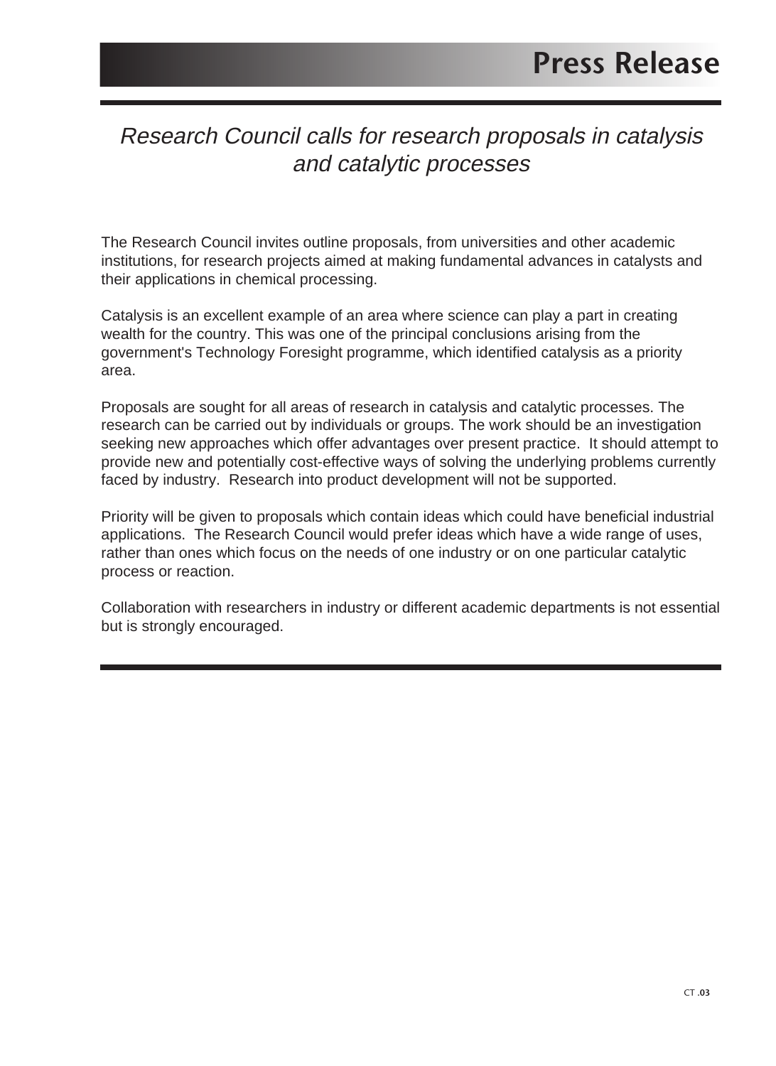# Press Release

## *Research Council calls for research proposals in catalysis and catalytic processes*

The Research Council invites outline proposals, from universities and other academic institutions, for research projects aimed at making fundamental advances in catalysts and their applications in chemical processing.

Catalysis is an excellent example of an area where science can play a part in creating wealth for the country. This was one of the principal conclusions arising from the government's Technology Foresight programme, which identified catalysis as a priority area.

Proposals are sought for all areas of research in catalysis and catalytic processes. The research can be carried out by individuals or groups. The work should be an investigation seeking new approaches which offer advantages over present practice. It should attempt to provide new and potentially cost-effective ways of solving the underlying problems currently faced by industry. Research into product development will not be supported.

Priority will be given to proposals which contain ideas which could have beneficial industrial applications. The Research Council would prefer ideas which have a wide range of uses, rather than ones which focus on the needs of one industry or on one particular catalytic process or reaction.

Collaboration with researchers in industry or different academic departments is not essential but is strongly encouraged.

CT **.03**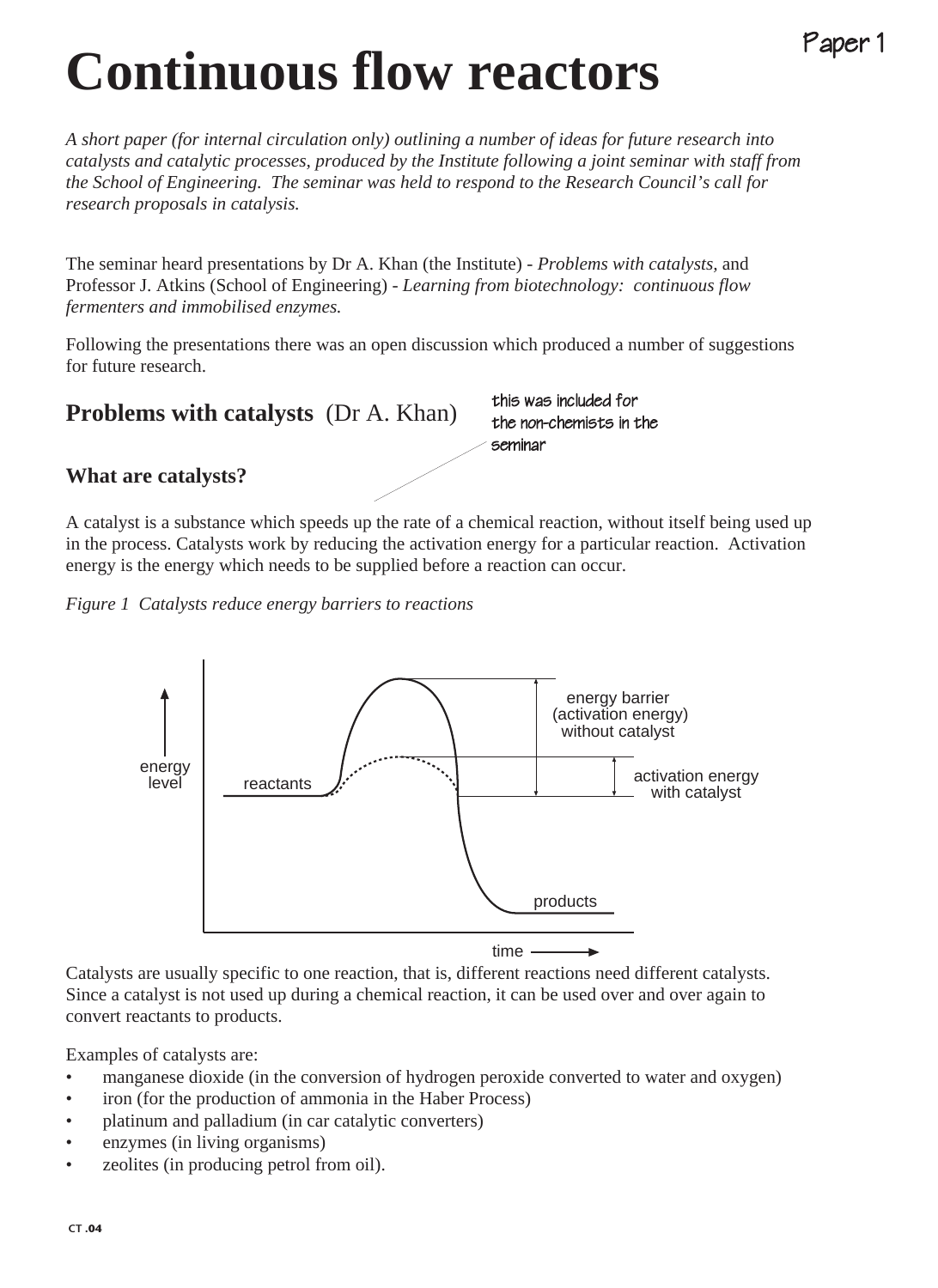Paper 1

# Continuous flow reactors

*A short paper (for internal circulation only) outlining a number of ideas for future research into catalysts and catalytic processes, produced by the Institute following a joint seminar with staff from the School of Engineering. The seminar was held to respond to the Research Council's call for research proposals in catalysis.*

The seminar heard presentations by Dr A. Khan (the Institute) - *Problems with catalysts,* and Professor J. Atkins (School of Engineering) - *Learning from biotechnology: continuous flow fermenters and immobilised enzymes.*

Following the presentations there was an open discussion which produced a number of suggestions for future research.

## Problems with catalysts (Dr A. Khan)

this was included for the non-chemists in the seminar

### What are catalysts?

A catalyst is a substance which speeds up the rate of a chemical reaction, without itself being used up in the process. Catalysts work by reducing the activation energy for a particular reaction. Activation energy is the energy which needs to be supplied before a reaction can occur.

*Figure 1 Catalysts reduce energy barriers to reactions*

energy level | reactants | energy barrier (activation energy) without catalyst | activation energy with catalyst | products | time

Catalysts are usually specific to one reaction, that is, different reactions need different catalysts. Since a catalyst is not used up during a chemical reaction, it can be used over and over again to convert reactants to products.

Examples of catalysts are:

- manganese dioxide (in the conversion of hydrogen peroxide converted to water and oxygen)
- iron (for the production of ammonia in the Haber Process)
- platinum and palladium (in car catalytic converters)
- enzymes (in living organisms)
- zeolites (in producing petrol from oil).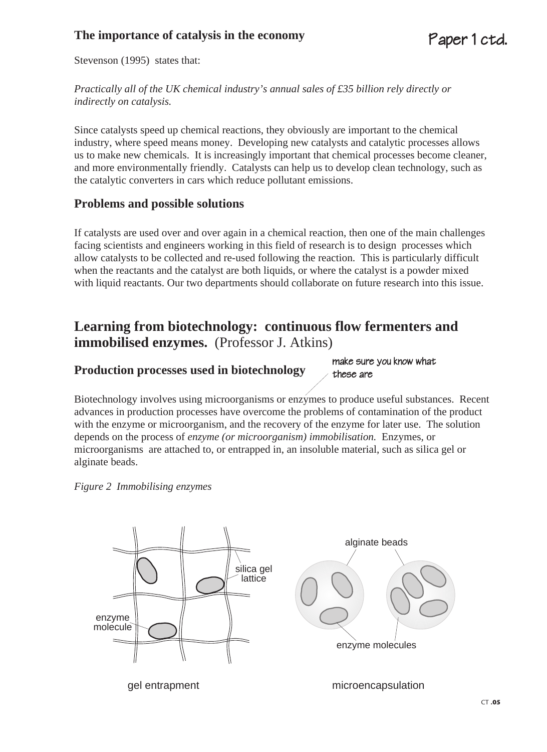## The importance of catalysis in the economy

Paper 1 ctd.

Stevenson (1995) states that:

*Practically all of the UK chemical industry's annual sales of £35 billion rely directly or indirectly on catalysis.*

Since catalysts speed up chemical reactions, they obviously are important to the chemical industry, where speed means money. Developing new catalysts and catalytic processes allows us to make new chemicals. It is increasingly important that chemical processes become cleaner, and more environmentally friendly. Catalysts can help us to develop clean technology, such as the catalytic converters in cars which reduce pollutant emissions.

## Problems and possible solutions

If catalysts are used over and again in a chemical reaction, then one of the main challenges facing scientists and engineers working in this field of research is to design processes which allow catalysts to be collected and re-used following the reaction. This is particularly difficult when the reactants and the catalyst are both liquids, or where the catalyst is a powder mixed with liquid reactants. Our two departments should collaborate on future research into this issue.

# Learning from biotechnology: continuous flow fermenters and immobilised enzymes. (Professor J. Atkins)

## Production processes used in biotechnology

make sure you know what these are

Biotechnology involves using microorganisms or enzymes to produce useful substances. Recent advances in production processes have overcome the problems of contamination of the product with the enzyme or microorganism, and the recovery of the enzyme for later use. The solution depends on the process of *enzyme (or microorganism) immobilisation.* Enzymes, or microorganisms are attached to, or entrapped in, an insoluble material, such as silica gel or alginate beads.

*Figure 2 Immobilising enzymes*

silica gel lattice

enzyme molecule

gel entrapment

alginate beads

enzyme molecules

microencapsulation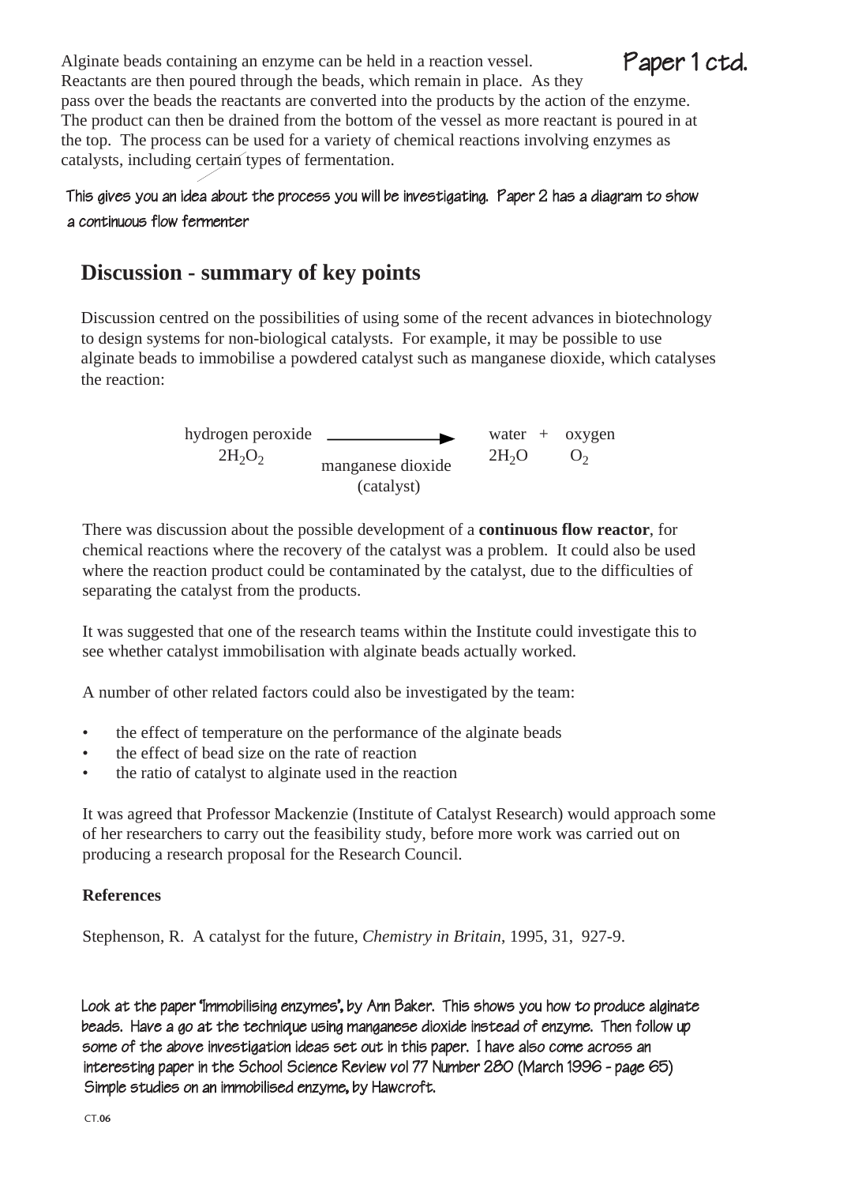Alginate beads containing an enzyme can be held in a reaction vessel. Reactants are then poured through the beads, which remain in place. As they pass over the beads the reactants are converted into the products by the action of the enzyme. The product can then be drained from the bottom of the vessel as more reactant is poured in at the top. The process can be used for a variety of chemical reactions involving enzymes as catalysts, including certain types of fermentation.

**Paper 1 ctd.**

This gives you an idea about the process you will be investigating. Paper 2 has a diagram to show a continuous flow fermenter

## Discussion - summary of key points

Discussion centred on the possibilities of using some of the recent advances in biotechnology to design systems for non-biological catalysts. For example, it may be possible to use alginate beads to immobilise a powdered catalyst such as manganese dioxide, which catalyses the reaction:

$$\underset{2H_2O_2}{\text{hydrogen peroxide}} \xrightarrow[\text{(catalyst)}]{\text{manganese dioxide}} \underset{2H_2O}{\text{water}} + \underset{O_2}{\text{oxygen}}$$

There was discussion about the possible development of a **continuous flow reactor**, for chemical reactions where the recovery of the catalyst was a problem. It could also be used where the reaction product could be contaminated by the catalyst, due to the difficulties of separating the catalyst from the products.

It was suggested that one of the research teams within the Institute could investigate this to see whether catalyst immobilisation with alginate beads actually worked.

A number of other related factors could also be investigated by the team:

- the effect of temperature on the performance of the alginate beads
- the effect of bead size on the rate of reaction
- the ratio of catalyst to alginate used in the reaction

It was agreed that Professor Mackenzie (Institute of Catalyst Research) would approach some of her researchers to carry out the feasibility study, before more work was carried out on producing a research proposal for the Research Council.

**References**

Stephenson, R. A catalyst for the future, *Chemistry in Britain*, 1995, 31, 927-9.

Look at the paper 'Immobilising enzymes', by Ann Baker. This shows you how to produce alginate beads. Have a go at the technique using manganese dioxide instead of enzyme. Then follow up some of the above investigation ideas set out in this paper. I have also come across an interesting paper in the School Science Review vol 77 Number 280 (March 1996 - page 65) Simple studies on an immobilised enzyme, by Hawcroft.

CT.06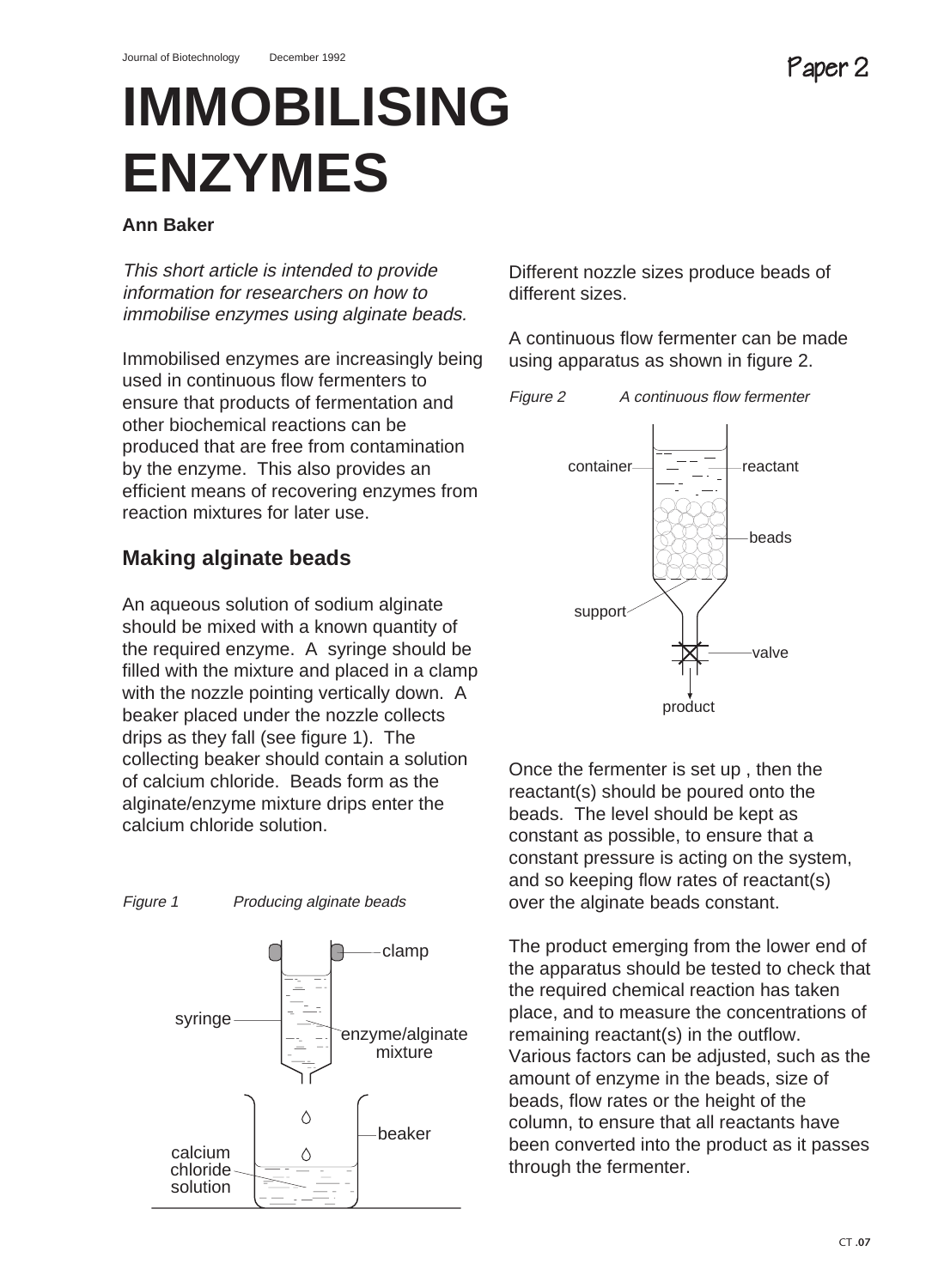# IMMOBILISING ENZYMES

**Ann Baker**

*This short article is intended to provide information for researchers on how to immobilise enzymes using alginate beads.*

Immobilised enzymes are increasingly being used in continuous flow fermenters to ensure that products of fermentation and other biochemical reactions can be produced that are free from contamination by the enzyme. This also provides an efficient means of recovering enzymes from reaction mixtures for later use.

## Making alginate beads

An aqueous solution of sodium alginate should be mixed with a known quantity of the required enzyme. A syringe should be filled with the mixture and placed in a clamp with the nozzle pointing vertically down. A beaker placed under the nozzle collects drips as they fall (see figure 1). The collecting beaker should contain a solution of calcium chloride. Beads form as the alginate/enzyme mixture drips enter the calcium chloride solution.

*Figure 1 Producing alginate beads*

clamp
syringe
enzyme/alginate mixture
beaker
calcium chloride solution

Different nozzle sizes produce beads of different sizes.

A continuous flow fermenter can be made using apparatus as shown in figure 2.

*Figure 2 A continuous flow fermenter*

container
reactant
beads
support
valve
product

Once the fermenter is set up , then the reactant(s) should be poured onto the beads. The level should be kept as constant as possible, to ensure that a constant pressure is acting on the system, and so keeping flow rates of reactant(s) over the alginate beads constant.

The product emerging from the lower end of the apparatus should be tested to check that the required chemical reaction has taken place, and to measure the concentrations of remaining reactant(s) in the outflow. Various factors can be adjusted, such as the amount of enzyme in the beads, size of beads, flow rates or the height of the column, to ensure that all reactants have been converted into the product as it passes through the fermenter.